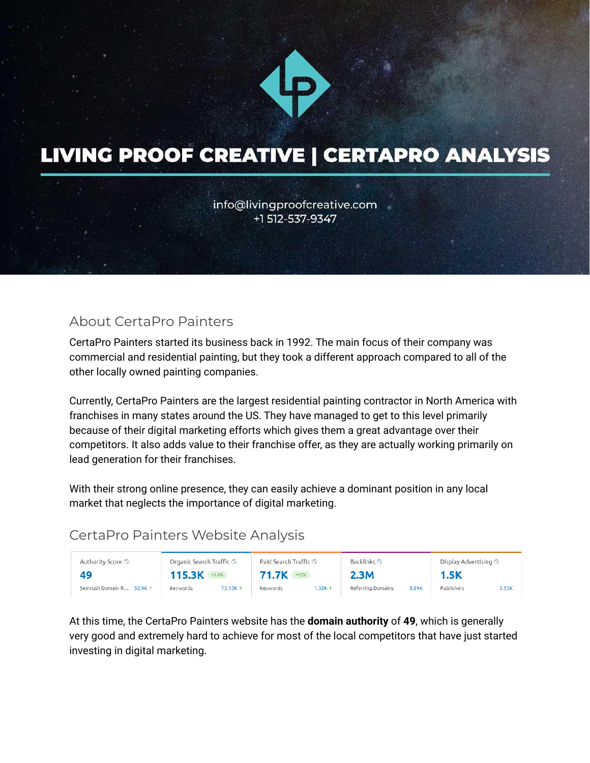# LIVING PROOF CREATIVE | CERTAPRO ANALYSIS

info@livingproofcreative.com
+1 512-537-9347

## About CertaPro Painters

CertaPro Painters started its business back in 1992. The main focus of their company was commercial and residential painting, but they took a different approach compared to all of the other locally owned painting companies.

Currently, CertaPro Painters are the largest residential painting contractor in North America with franchises in many states around the US. They have managed to get to this level primarily because of their digital marketing efforts which gives them a great advantage over their competitors. It also adds value to their franchise offer, as they are actually working primarily on lead generation for their franchises.

With their strong online presence, they can easily achieve a dominant position in any local market that neglects the importance of digital marketing.

## CertaPro Painters Website Analysis

| Authority Score | Organic Search Traffic | Paid Search Traffic | Backlinks | Display Advertising |
|---|---|---|---|---|
| 49 | 115.3K (+3.6%) | 71.7K (+12%) | 2.3M | 1.5K |
| Semrush Domain R... 32.9K ↑ | Keywords 73.13K ↑ | Keywords 1.32K ↑ | Referring Domains 8.89K | Publishers 3.53K |

At this time, the CertaPro Painters website has the **domain authority** of **49**, which is generally very good and extremely hard to achieve for most of the local competitors that have just started investing in digital marketing.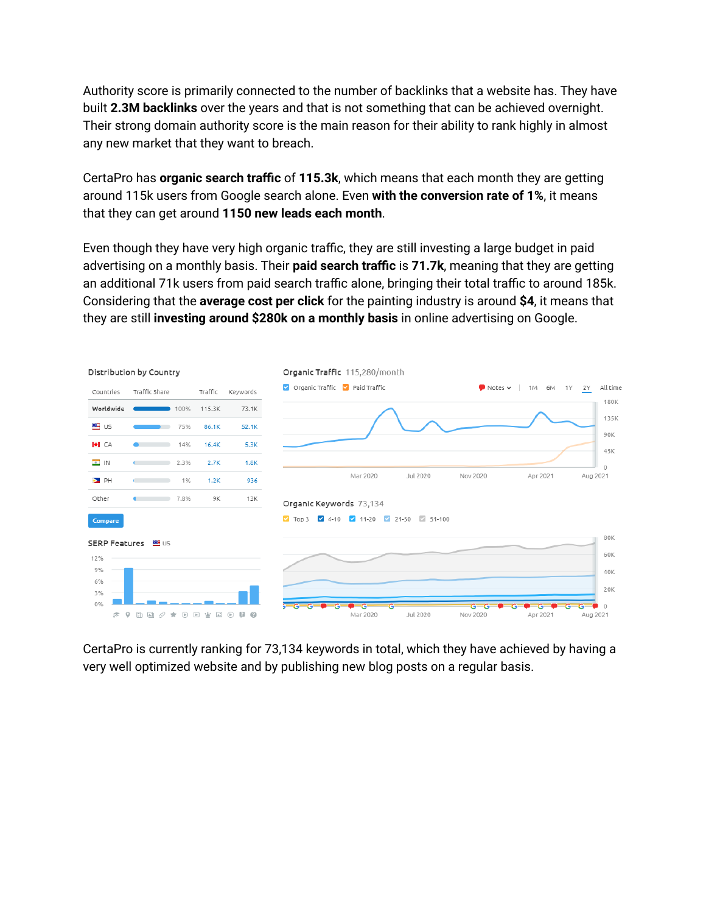Authority score is primarily connected to the number of backlinks that a website has. They have built **2.3M backlinks** over the years and that is not something that can be achieved overnight. Their strong domain authority score is the main reason for their ability to rank highly in almost any new market that they want to breach.

CertaPro has **organic search traffic** of **115.3k**, which means that each month they are getting around 115k users from Google search alone. Even **with the conversion rate of 1%**, it means that they can get around **1150 new leads each month**.

Even though they have very high organic traffic, they are still investing a large budget in paid advertising on a monthly basis. Their **paid search traffic** is **71.7k**, meaning that they are getting an additional 71k users from paid search traffic alone, bringing their total traffic to around 185k. Considering that the **average cost per click** for the painting industry is around **$4**, it means that they are still **investing around $280k on a monthly basis** in online advertising on Google.

**Distribution by Country**

| Countries | Traffic Share | Traffic | Keywords |
|---|---|---|---|
| Worldwide | 100% | 115.3K | 73.1K |
| US | 75% | 86.1K | 52.1K |
| CA | 14% | 16.4K | 5.3K |
| IN | 2.3% | 2.7K | 1.8K |
| PH | 1% | 1.2K | 936 |
| Other | 7.8% | 9K | 13K |

**Organic Traffic** 115,280/month

**Organic Keywords** 73,134

CertaPro is currently ranking for 73,134 keywords in total, which they have achieved by having a very well optimized website and by publishing new blog posts on a regular basis.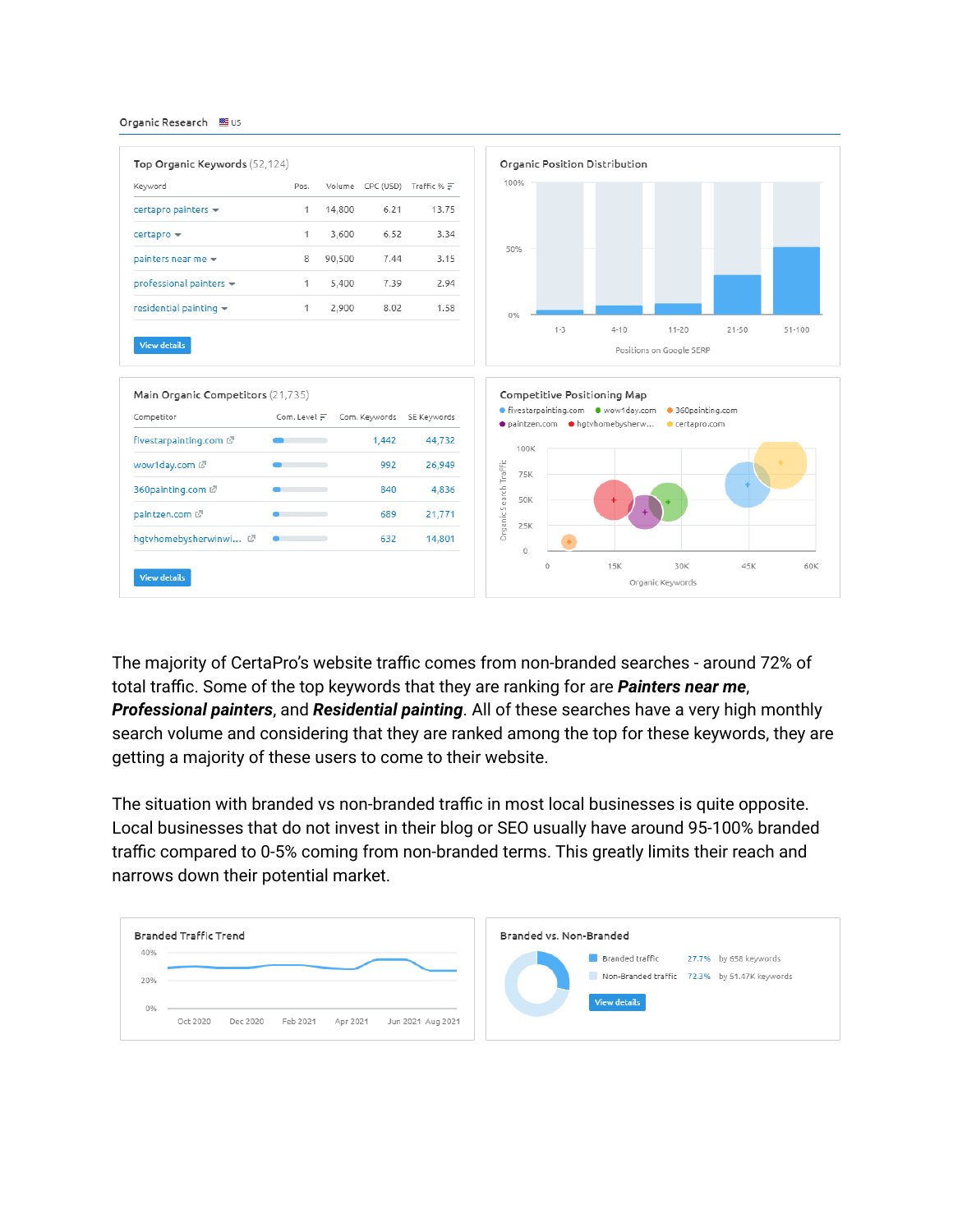Organic Research US

**Top Organic Keywords** (52,124)

| Keyword | Pos. | Volume | CPC (USD) | Traffic % |
|---|---|---|---|---|
| certapro painters | 1 | 14,800 | 6.21 | 13.75 |
| certapro | 1 | 3,600 | 6.52 | 3.34 |
| painters near me | 8 | 90,500 | 7.44 | 3.15 |
| professional painters | 1 | 5,400 | 7.39 | 2.94 |
| residential painting | 1 | 2,900 | 8.02 | 1.58 |

View details

**Organic Position Distribution**

Positions on Google SERP: 1-3, 4-10, 11-20, 21-50, 51-100

**Main Organic Competitors** (21,735)

| Competitor | Com. Level | Com. Keywords | SE Keywords |
|---|---|---|---|
| fivestarpainting.com | | 1,442 | 44,732 |
| wow1day.com | | 992 | 26,949 |
| 360painting.com | | 840 | 4,836 |
| paintzen.com | | 689 | 21,771 |
| hgtvhomebysherwinwi... | | 632 | 14,801 |

View details

**Competitive Positioning Map**

fivestarpainting.com, wow1day.com, 360painting.com, paintzen.com, hgtvhomebysherw..., certapro.com

Organic Search Traffic / Organic Keywords

The majority of CertaPro's website traffic comes from non-branded searches - around 72% of total traffic. Some of the top keywords that they are ranking for are ***Painters near me***, ***Professional painters***, and ***Residential painting***. All of these searches have a very high monthly search volume and considering that they are ranked among the top for these keywords, they are getting a majority of these users to come to their website.

The situation with branded vs non-branded traffic in most local businesses is quite opposite. Local businesses that do not invest in their blog or SEO usually have around 95-100% branded traffic compared to 0-5% coming from non-branded terms. This greatly limits their reach and narrows down their potential market.

**Branded Traffic Trend**

Oct 2020, Dec 2020, Feb 2021, Apr 2021, Jun 2021, Aug 2021

**Branded vs. Non-Branded**

| | | |
|---|---|---|
| Branded traffic | 27.7% | by 658 keywords |
| Non-Branded traffic | 72.3% | by 51.47K keywords |

View details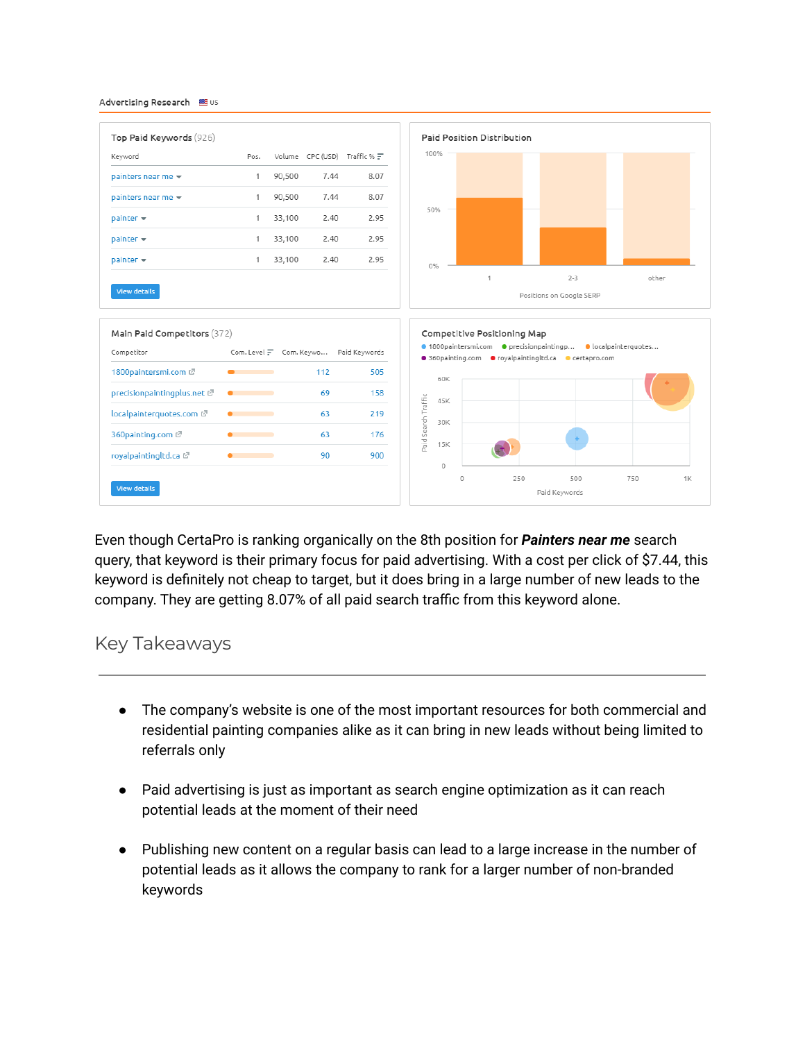Advertising Research US

**Top Paid Keywords** (926)

| Keyword | Pos. | Volume | CPC (USD) | Traffic % |
|---|---|---|---|---|
| painters near me | 1 | 90,500 | 7.44 | 8.07 |
| painters near me | 1 | 90,500 | 7.44 | 8.07 |
| painter | 1 | 33,100 | 2.40 | 2.95 |
| painter | 1 | 33,100 | 2.40 | 2.95 |
| painter | 1 | 33,100 | 2.40 | 2.95 |

View details

**Paid Position Distribution**

100%, 50%, 0%

1, 2-3, other

Positions on Google SERP

**Main Paid Competitors** (372)

| Competitor | Com. Level | Com. Keywo... | Paid Keywords |
|---|---|---|---|
| 1800paintersmi.com | | 112 | 505 |
| precisionpaintingplus.net | | 69 | 158 |
| localpainterquotes.com | | 63 | 219 |
| 360painting.com | | 63 | 176 |
| royalpaintingltd.ca | | 90 | 900 |

View details

**Competitive Positioning Map**

1800paintersmi.com, precisionpaintingp..., localpainterquotes..., 360painting.com, royalpaintingltd.ca, certapro.com

Paid Search Traffic: 0, 15K, 30K, 45K, 60K

Paid Keywords: 0, 250, 500, 750, 1K

Even though CertaPro is ranking organically on the 8th position for ***Painters near me*** search query, that keyword is their primary focus for paid advertising. With a cost per click of $7.44, this keyword is definitely not cheap to target, but it does bring in a large number of new leads to the company. They are getting 8.07% of all paid search traffic from this keyword alone.

## Key Takeaways

- The company's website is one of the most important resources for both commercial and residential painting companies alike as it can bring in new leads without being limited to referrals only
- Paid advertising is just as important as search engine optimization as it can reach potential leads at the moment of their need
- Publishing new content on a regular basis can lead to a large increase in the number of potential leads as it allows the company to rank for a larger number of non-branded keywords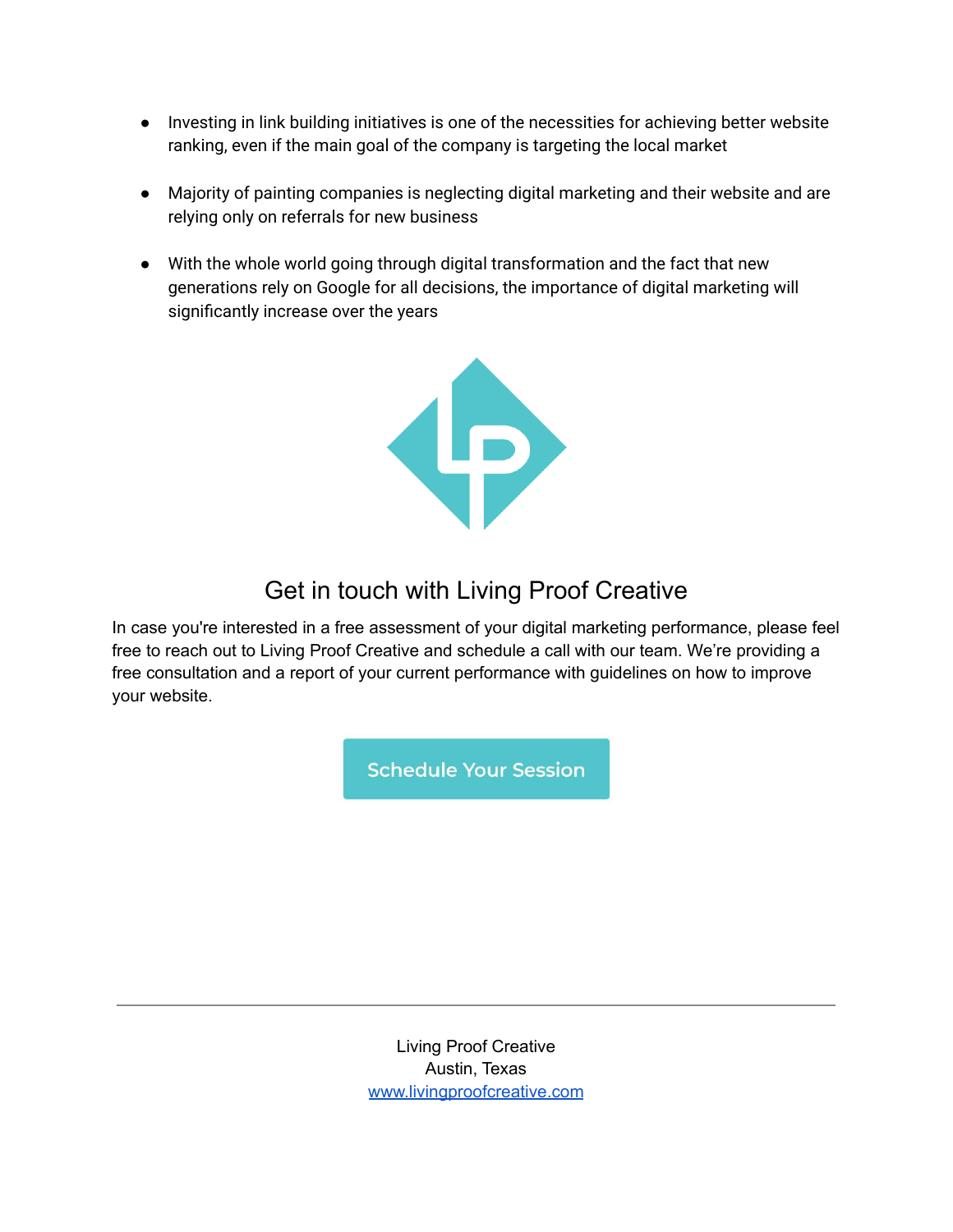- Investing in link building initiatives is one of the necessities for achieving better website ranking, even if the main goal of the company is targeting the local market

- Majority of painting companies is neglecting digital marketing and their website and are relying only on referrals for new business

- With the whole world going through digital transformation and the fact that new generations rely on Google for all decisions, the importance of digital marketing will significantly increase over the years

## Get in touch with Living Proof Creative

In case you're interested in a free assessment of your digital marketing performance, please feel free to reach out to Living Proof Creative and schedule a call with our team. We're providing a free consultation and a report of your current performance with guidelines on how to improve your website.

Schedule Your Session

---

Living Proof Creative
Austin, Texas
www.livingproofcreative.com